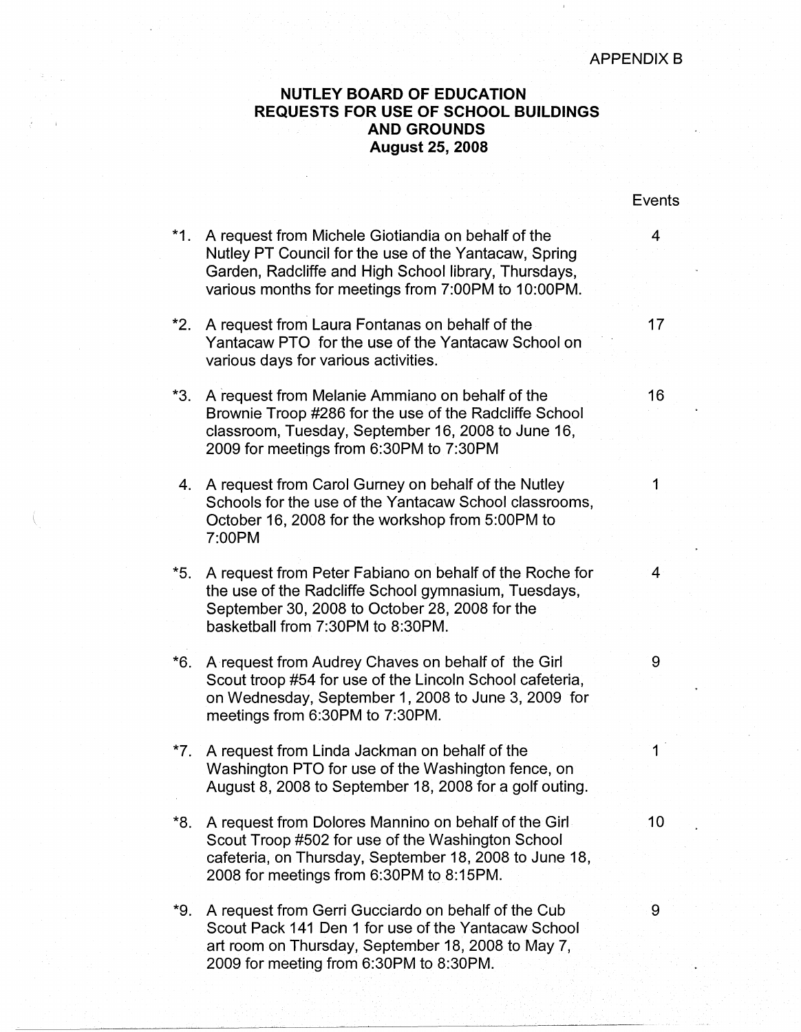APPENDIX B

# NUTLEY BOARD OF EDUCATION
## REQUESTS FOR USE OF SCHOOL BUILDINGS AND GROUNDS
### August 25, 2008

| | Request | Events |
|---|---|---|
| *1. | A request from Michele Giotiandia on behalf of the Nutley PT Council for the use of the Yantacaw, Spring Garden, Radcliffe and High School library, Thursdays, various months for meetings from 7:00PM to 10:00PM. | 4 |
| *2. | A request from Laura Fontanas on behalf of the Yantacaw PTO for the use of the Yantacaw School on various days for various activities. | 17 |
| *3. | A request from Melanie Ammiano on behalf of the Brownie Troop #286 for the use of the Radcliffe School classroom, Tuesday, September 16, 2008 to June 16, 2009 for meetings from 6:30PM to 7:30PM | 16 |
| 4. | A request from Carol Gurney on behalf of the Nutley Schools for the use of the Yantacaw School classrooms, October 16, 2008 for the workshop from 5:00PM to 7:00PM | 1 |
| *5. | A request from Peter Fabiano on behalf of the Roche for the use of the Radcliffe School gymnasium, Tuesdays, September 30, 2008 to October 28, 2008 for the basketball from 7:30PM to 8:30PM. | 4 |
| *6. | A request from Audrey Chaves on behalf of the Girl Scout troop #54 for use of the Lincoln School cafeteria, on Wednesday, September 1, 2008 to June 3, 2009 for meetings from 6:30PM to 7:30PM. | 9 |
| *7. | A request from Linda Jackman on behalf of the Washington PTO for use of the Washington fence, on August 8, 2008 to September 18, 2008 for a golf outing. | 1 |
| *8. | A request from Dolores Mannino on behalf of the Girl Scout Troop #502 for use of the Washington School cafeteria, on Thursday, September 18, 2008 to June 18, 2008 for meetings from 6:30PM to 8:15PM. | 10 |
| *9. | A request from Gerri Gucciardo on behalf of the Cub Scout Pack 141 Den 1 for use of the Yantacaw School art room on Thursday, September 18, 2008 to May 7, 2009 for meeting from 6:30PM to 8:30PM. | 9 |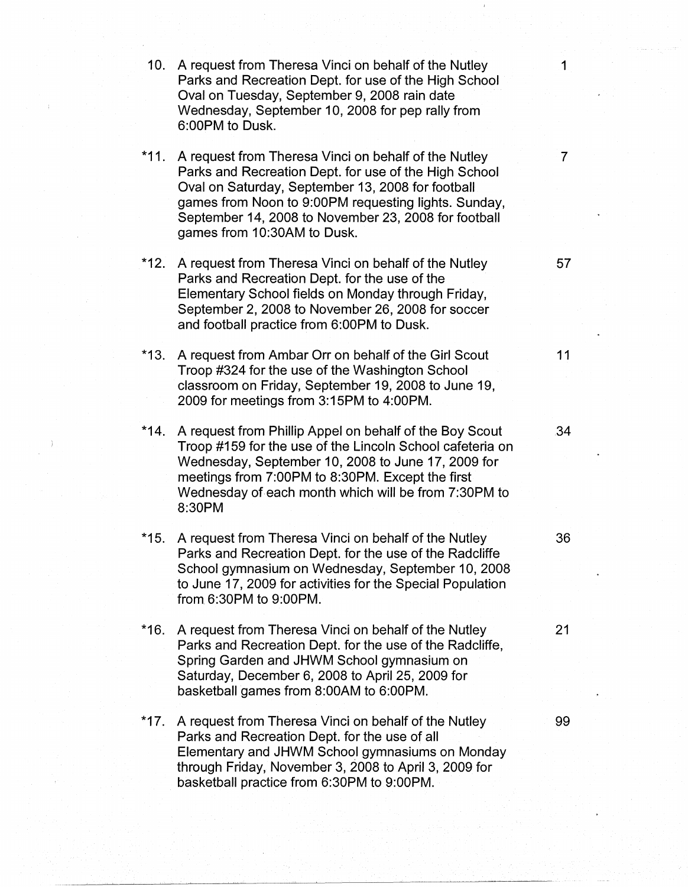| | | |
|---|---|---|
| 10. | A request from Theresa Vinci on behalf of the Nutley Parks and Recreation Dept. for use of the High School Oval on Tuesday, September 9, 2008 rain date Wednesday, September 10, 2008 for pep rally from 6:00PM to Dusk. | 1 |
| *11. | A request from Theresa Vinci on behalf of the Nutley Parks and Recreation Dept. for use of the High School Oval on Saturday, September 13, 2008 for football games from Noon to 9:00PM requesting lights. Sunday, September 14, 2008 to November 23, 2008 for football games from 10:30AM to Dusk. | 7 |
| *12. | A request from Theresa Vinci on behalf of the Nutley Parks and Recreation Dept. for the use of the Elementary School fields on Monday through Friday, September 2, 2008 to November 26, 2008 for soccer and football practice from 6:00PM to Dusk. | 57 |
| *13. | A request from Ambar Orr on behalf of the Girl Scout Troop #324 for the use of the Washington School classroom on Friday, September 19, 2008 to June 19, 2009 for meetings from 3:15PM to 4:00PM. | 11 |
| *14. | A request from Phillip Appel on behalf of the Boy Scout Troop #159 for the use of the Lincoln School cafeteria on Wednesday, September 10, 2008 to June 17, 2009 for meetings from 7:00PM to 8:30PM. Except the first Wednesday of each month which will be from 7:30PM to 8:30PM | 34 |
| *15. | A request from Theresa Vinci on behalf of the Nutley Parks and Recreation Dept. for the use of the Radcliffe School gymnasium on Wednesday, September 10, 2008 to June 17, 2009 for activities for the Special Population from 6:30PM to 9:00PM. | 36 |
| *16. | A request from Theresa Vinci on behalf of the Nutley Parks and Recreation Dept. for the use of the Radcliffe, Spring Garden and JHWM School gymnasium on Saturday, December 6, 2008 to April 25, 2009 for basketball games from 8:00AM to 6:00PM. | 21 |
| *17. | A request from Theresa Vinci on behalf of the Nutley Parks and Recreation Dept. for the use of all Elementary and JHWM School gymnasiums on Monday through Friday, November 3, 2008 to April 3, 2009 for basketball practice from 6:30PM to 9:00PM. | 99 |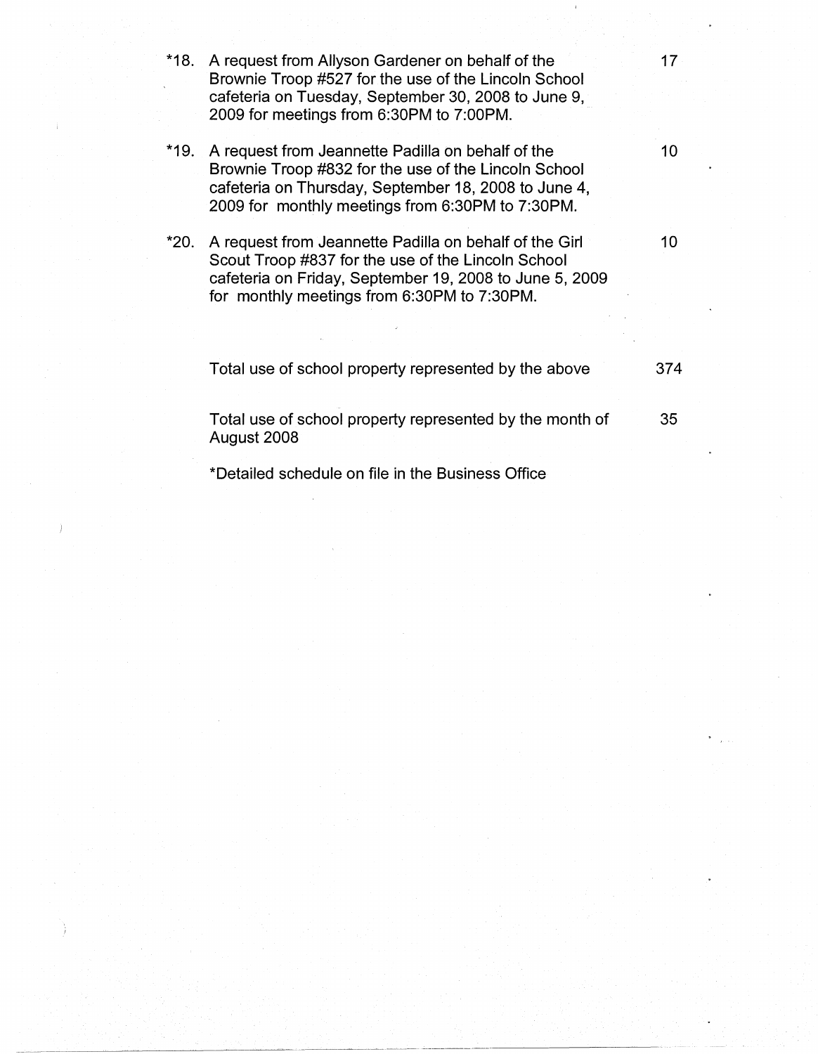| | | |
|---|---|---|
| *18. | A request from Allyson Gardener on behalf of the Brownie Troop #527 for the use of the Lincoln School cafeteria on Tuesday, September 30, 2008 to June 9, 2009 for meetings from 6:30PM to 7:00PM. | 17 |
| *19. | A request from Jeannette Padilla on behalf of the Brownie Troop #832 for the use of the Lincoln School cafeteria on Thursday, September 18, 2008 to June 4, 2009 for monthly meetings from 6:30PM to 7:30PM. | 10 |
| *20. | A request from Jeannette Padilla on behalf of the Girl Scout Troop #837 for the use of the Lincoln School cafeteria on Friday, September 19, 2008 to June 5, 2009 for monthly meetings from 6:30PM to 7:30PM. | 10 |
| | Total use of school property represented by the above | 374 |
| | Total use of school property represented by the month of August 2008 | 35 |

*Detailed schedule on file in the Business Office